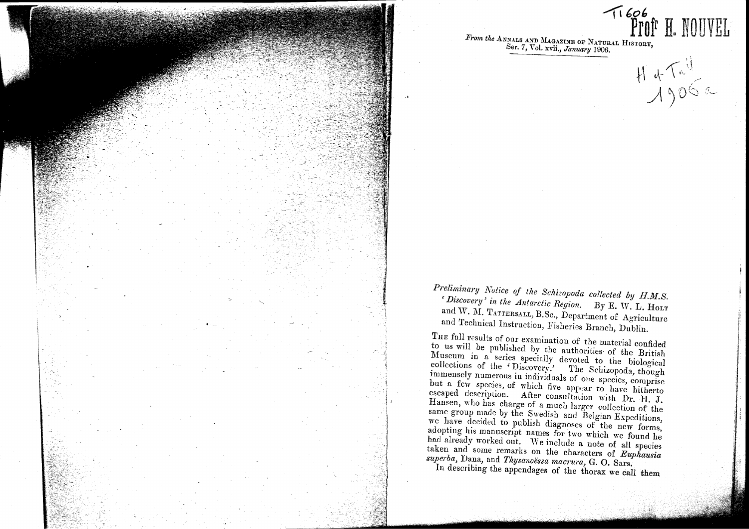T1606
Profr H. NOUVEL

*From the* ANNALS AND MAGAZINE OF NATURAL HISTORY, Ser. 7, Vol. xvii., *January* 1906.

H & Tatt
1906a

*Preliminary Notice of the Schizopoda collected by H.M.S. 'Discovery' in the Antarctic Region.* By E. W. L. HOLT and W. M. TATTERSALL, B.Sc., Department of Agriculture and Technical Instruction, Fisheries Branch, Dublin.

THE full results of our examination of the material confided to us will be published by the authorities of the British Museum in a series specially devoted to the biological collections of the 'Discovery.' The Schizopoda, though immensely numerous in individuals of one species, comprise but a few species, of which five appear to have hitherto escaped description. After consultation with Dr. H. J. Hansen, who has charge of a much larger collection of the same group made by the Swedish and Belgian Expeditions, we have decided to publish diagnoses of the new forms, adopting his manuscript names for two which we found he had already worked out. We include a note of all species taken and some remarks on the characters of *Euphausia superba*, Dana, and *Thysanoëssa macrura*, G. O. Sars.

In describing the appendages of the thorax we call them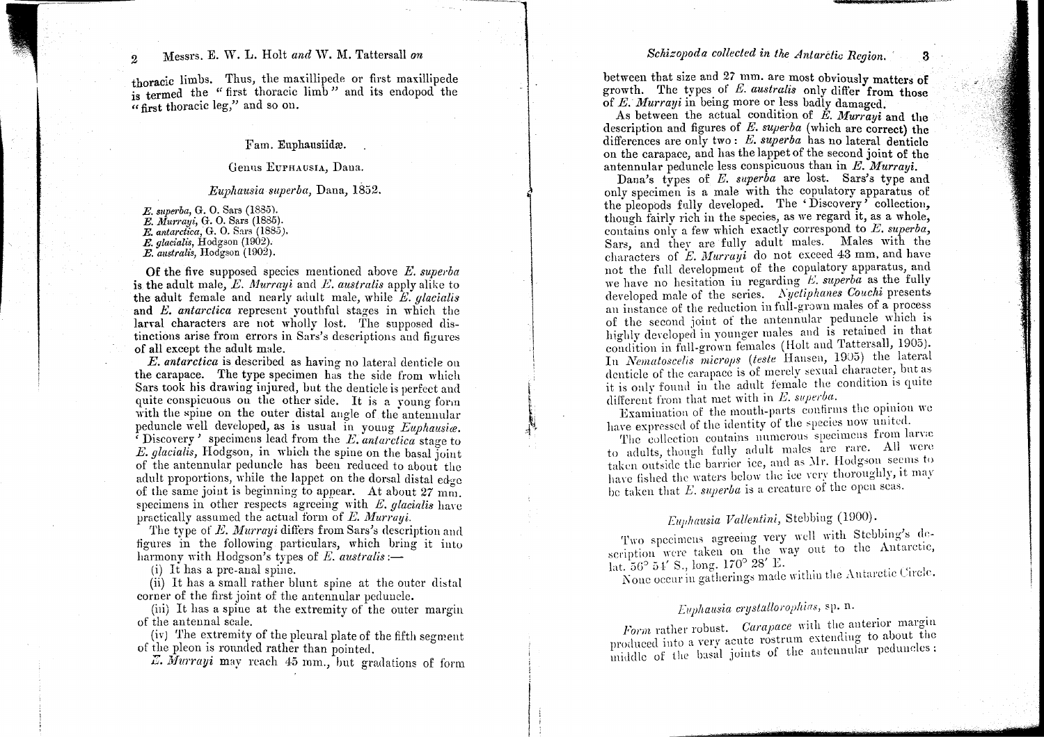thoracic limbs. Thus, the maxillipede or first maxillipede is termed the "first thoracic limb" and its endopod the "first thoracic leg," and so on.

## Fam. Euphausiidæ.

### Genus Euphausia, Dana.

#### *Euphausia superba*, Dana, 1852.

*E. superba*, G. O. Sars (1885).
*E. Murrayi*, G. O. Sars (1885).
*E. antarctica*, G. O. Sars (1885).
*E. glacialis*, Hodgson (1902).
*E. australis*, Hodgson (1902).

Of the five supposed species mentioned above *E. superba* is the adult male, *E. Murrayi* and *E. australis* apply alike to the adult female and nearly adult male, while *E. glacialis* and *E. antarctica* represent youthful stages in which the larval characters are not wholly lost. The supposed distinctions arise from errors in Sars's descriptions and figures of all except the adult male.

*E. antarctica* is described as having no lateral denticle on the carapace. The type specimen has the side from which Sars took his drawing injured, but the denticle is perfect and quite conspicuous on the other side. It is a young form with the spine on the outer distal angle of the antennular peduncle well developed, as is usual in young *Euphausiæ*. 'Discovery' specimens lead from the *E. antarctica* stage to *E. glacialis*, Hodgson, in which the spine on the basal joint of the antennular peduncle has been reduced to about the adult proportions, while the lappet on the dorsal distal edge of the same joint is beginning to appear. At about 27 mm. specimens in other respects agreeing with *E. glacialis* have practically assumed the actual form of *E. Murrayi*.

The type of *E. Murrayi* differs from Sars's description and figures in the following particulars, which bring it into harmony with Hodgson's types of *E. australis*:—

(i) It has a pre-anal spine.

(ii) It has a small rather blunt spine at the outer distal corner of the first joint of the antennular peduncle.

(iii) It has a spine at the extremity of the outer margin of the antennal scale.

(iv) The extremity of the pleural plate of the fifth segment of the pleon is rounded rather than pointed.

*E. Murrayi* may reach 45 mm., but gradations of form between that size and 27 mm. are most obviously matters of growth. The types of *E. australis* only differ from those of *E. Murrayi* in being more or less badly damaged.

As between the actual condition of *E. Murrayi* and the description and figures of *E. superba* (which are correct) the differences are only two: *E. superba* has no lateral denticle on the carapace, and has the lappet of the second joint of the antennular peduncle less conspicuous than in *E. Murrayi*.

Dana's types of *E. superba* are lost. Sars's type and only specimen is a male with the copulatory apparatus of the pleopods fully developed. The 'Discovery' collection, though fairly rich in the species, as we regard it, as a whole, contains only a few which exactly correspond to *E. superba*, Sars, and they are fully adult males. Males with the characters of *E. Murrayi* do not exceed 43 mm. and have not the full development of the copulatory apparatus, and we have no hesitation in regarding *E. superba* as the fully developed male of the series. *Nyctiphanes Couchi* presents an instance of the reduction in full-grown males of a process of the second joint of the antennular peduncle which is highly developed in younger males and is retained in that condition in full-grown females (Holt and Tattersall, 1905). In *Nematoscelis microps* (*teste* Hansen, 1905) the lateral denticle of the carapace is of merely sexual character, but as it is only found in the adult female the condition is quite different from that met with in *E. superba*.

Examination of the mouth-parts confirms the opinion we have expressed of the identity of the species now united.

The collection contains numerous specimens from larvæ to adults, though fully adult males are rare. All were taken outside the barrier ice, and as Mr. Hodgson seems to have fished the waters below the ice very thoroughly, it may be taken that *E. superba* is a creature of the open seas.

#### *Euphausia Vallentini*, Stebbing (1900).

Two specimens agreeing very well with Stebbing's description were taken on the way out to the Antarctic, lat. 56° 51′ S., long. 170° 28′ E.

None occur in gatherings made within the Antarctic Circle.

#### *Euphausia crystallorophias*, sp. n.

*Form* rather robust. *Carapace* with the anterior margin produced into a very acute rostrum extending to about the middle of the basal joints of the antennular peduncles;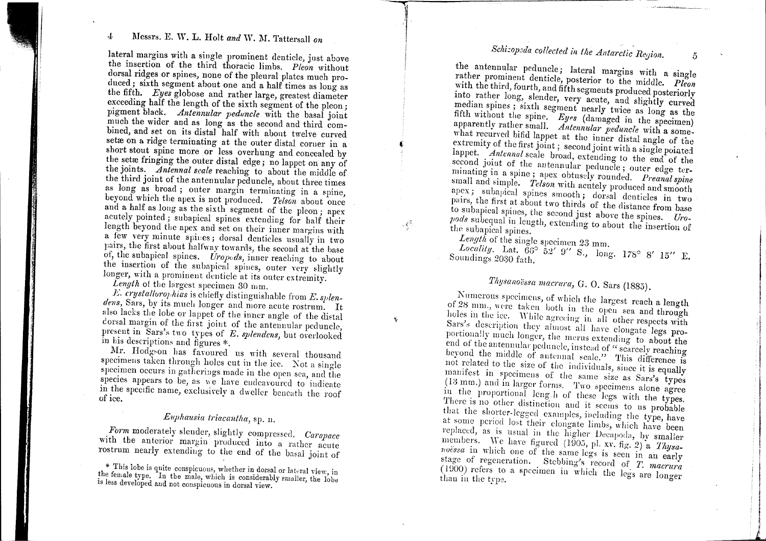lateral margins with a single prominent denticle, just above the insertion of the third thoracic limbs. *Pleon* without dorsal ridges or spines, none of the pleural plates much produced; sixth segment about one and a half times as long as the fifth. *Eyes* globose and rather large, greatest diameter exceeding half the length of the sixth segment of the pleon; pigment black. *Antennular peduncle* with the basal joint much the wider and as long as the second and third combined, and set on its distal half with about twelve curved setæ on a ridge terminating at the outer distal corner in a short stout spine more or less overhung and concealed by the setæ fringing the outer distal edge; no lappet on any of the joints. *Antennal scale* reaching to about the middle of the third joint of the antennular peduncle, about three times as long as broad; outer margin terminating in a spine, beyond which the apex is not produced. *Telson* about once and a half as long as the sixth segment of the pleon; apex acutely pointed; subapical spines extending for half their length beyond the apex and set on their inner margins with a few very minute spines; dorsal denticles usually in two pairs, the first about halfway towards, the second at the base of, the subapical spines. *Uropods*, inner reaching to about the insertion of the subapical spines, outer very slightly longer, with a prominent denticle at its outer extremity.

*Length* of the largest specimen 30 mm.

*E. crystallorophias* is chiefly distinguishable from *E. splendens*, Sars, by its much longer and more acute rostrum. It also lacks the lobe or lappet of the inner angle of the distal dorsal margin of the first joint of the antennular peduncle, present in Sars's two types of *E. splendens*, but overlooked in his descriptions and figures *.

Mr. Hodgson has favoured us with several thousand specimens taken through holes cut in the ice. Not a single specimen occurs in gatherings made in the open sea, and the species appears to be, as we have endeavoured to indicate in the specific name, exclusively a dweller beneath the roof of ice.

## *Euphausia triacantha*, sp. n.

*Form* moderately slender, slightly compressed. *Carapace* with the anterior margin produced into a rather acute rostrum nearly extending to the end of the basal joint of the antennular peduncle; lateral margins with a single rather prominent denticle, posterior to the middle. *Pleon* with the third, fourth, and fifth segments produced posteriorly into rather long, slender, very acute, and slightly curved median spines; sixth segment nearly twice as long as the fifth without the spine. *Eyes* (damaged in the specimen) apparently rather small. *Antennular peduncle* with a somewhat recurved bifid lappet at the inner distal angle of the extremity of the first joint; second joint with a single pointed lappet. *Antennal* scale broad, extending to the end of the second joint of the antennular peduncle; outer edge terminating in a spine; apex obtusely rounded. *Preanal spine* small and simple. *Telson* with acutely produced and smooth apex; subapical spines smooth; dorsal denticles in two pairs, the first at about two thirds of the distance from base to subapical spines, the second just above the spines. *Uropods* subequal in length, extending to about the insertion of the subapical spines.

*Length* of the single specimen 23 mm.

*Locality*. Lat. 66° 52′ 9″ S., long. 178° 8′ 15″ E. Soundings 2030 fath.

## *Thysanoëssa macrura*, G. O. Sars (1885).

Numerous specimens, of which the largest reach a length of 28 mm., were taken both in the open sea and through holes in the ice. While agreeing in all other respects with Sars's description they almost all have elongate legs proportionally much longer, the merus extending to about the end of the antennular peduncle, instead of "scarcely reaching beyond the middle of antennal scale." This difference is not related to the size of the individuals, since it is equally manifest in specimens of the same size as Sars's types (13 mm.) and in larger forms. Two specimens alone agree in the proportional length of these legs with the types. There is no other distinction and it seems to us probable that the shorter-legged examples, including the type, have at some period lost their elongate limbs, which have been replaced, as is usual in the higher Decapoda, by smaller members. We have figured (1905, pl. xv. fig. 2) a *Thysanoëssa* in which one of the same legs is seen in an early stage of regeneration. Stebbing's record of *T. macrura* (1900) refers to a specimen in which the legs are longer than in the type.

---

\* This lobe is quite conspicuous, whether in dorsal or lateral view, in the female type. In the male, which is considerably smaller, the lobe is less developed and not conspicuous in dorsal view.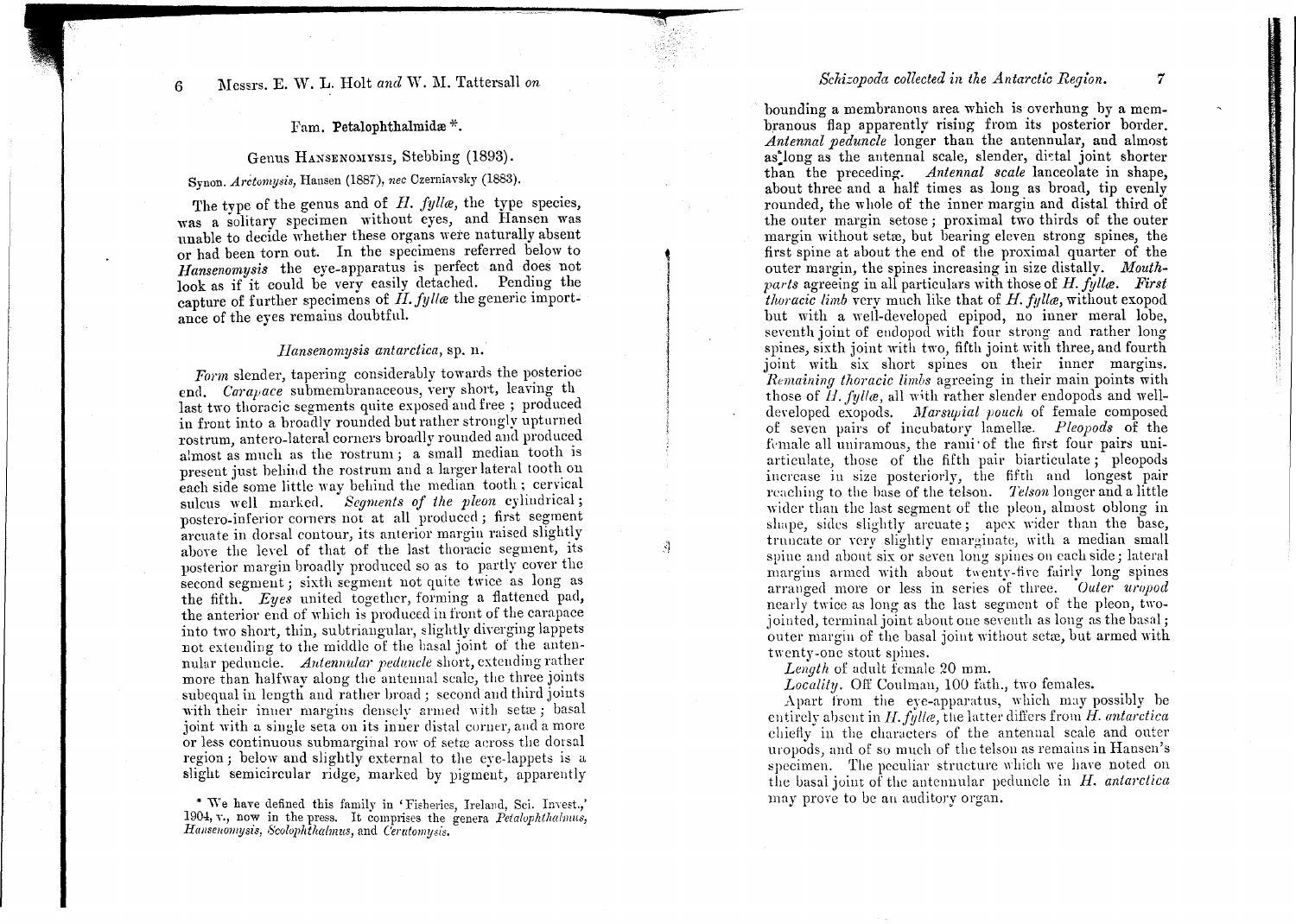## Fam. Petalophthalmidæ *.

### Genus Hansenomysis, Stebbing (1893).

Synon. *Arctomysis*, Hansen (1887), *nec* Czerniavsky (1883).

The type of the genus and of *H. fyllæ*, the type species, was a solitary specimen without eyes, and Hansen was unable to decide whether these organs were naturally absent or had been torn out. In the specimens referred below to *Hansenomysis* the eye-apparatus is perfect and does not look as if it could be very easily detached. Pending the capture of further specimens of *H. fyllæ* the generic importance of the eyes remains doubtful.

#### *Hansenomysis antarctica*, sp. n.

*Form* slender, tapering considerably towards the posterioe end. *Carapace* submembranaceous, very short, leaving th last two thoracic segments quite exposed and free; produced in front into a broadly rounded but rather strongly upturned rostrum, antero-lateral corners broadly rounded and produced almost as much as the rostrum; a small median tooth is present just behind the rostrum and a larger lateral tooth on each side some little way behind the median tooth; cervical sulcus well marked. *Segments of the pleon* cylindrical; postero-inferior corners not at all produced; first segment arcuate in dorsal contour, its anterior margin raised slightly above the level of that of the last thoracic segment, its posterior margin broadly produced so as to partly cover the second segment; sixth segment not quite twice as long as the fifth. *Eyes* united together, forming a flattened pad, the anterior end of which is produced in front of the carapace into two short, thin, subtriangular, slightly diverging lappets not extending to the middle of the basal joint of the antennular peduncle. *Antennular peduncle* short, extending rather more than halfway along the antennal scale, the three joints subequal in length and rather broad; second and third joints with their inner margins densely armed with setæ; basal joint with a single seta on its inner distal corner, and a more or less continuous submarginal row of setæ across the dorsal region; below and slightly external to the eye-lappets is a slight semicircular ridge, marked by pigment, apparently bounding a membranous area which is overhung by a membranous flap apparently rising from its posterior border. *Antennal peduncle* longer than the antennular, and almost as long as the antennal scale, slender, distal joint shorter than the preceding. *Antennal scale* lanceolate in shape, about three and a half times as long as broad, tip evenly rounded, the whole of the inner margin and distal third of the outer margin setose; proximal two thirds of the outer margin without setæ, but bearing eleven strong spines, the first spine at about the end of the proximal quarter of the outer margin, the spines increasing in size distally. *Mouth-parts* agreeing in all particulars with those of *H. fyllæ*. *First thoracic limb* very much like that of *H. fyllæ*, without exopod but with a well-developed epipod, no inner meral lobe, seventh joint of endopod with four strong and rather long spines, sixth joint with two, fifth joint with three, and fourth joint with six short spines on their inner margins. *Remaining thoracic limbs* agreeing in their main points with those of *H. fyllæ*, all with rather slender endopods and well-developed exopods. *Marsupial pouch* of female composed of seven pairs of incubatory lamellæ. *Pleopods* of the female all uniramous, the rami of the first four pairs uniarticulate, those of the fifth pair biarticulate; pleopods increase in size posteriorly, the fifth and longest pair reaching to the base of the telson. *Telson* longer and a little wider than the last segment of the pleon, almost oblong in shape, sides slightly arcuate; apex wider than the base, truncate or very slightly emarginate, with a median small spine and about six or seven long spines on each side; lateral margins armed with about twenty-five fairly long spines arranged more or less in series of three. *Outer uropod* nearly twice as long as the last segment of the pleon, two-jointed, terminal joint about one seventh as long as the basal; outer margin of the basal joint without setæ, but armed with twenty-one stout spines.

*Length* of adult female 20 mm.

*Locality*. Off Coulman, 100 fath., two females.

Apart from the eye-apparatus, which may possibly be entirely absent in *H. fyllæ*, the latter differs from *H. antarctica* chiefly in the characters of the antennal scale and outer uropods, and of so much of the telson as remains in Hansen's specimen. The peculiar structure which we have noted on the basal joint of the antennular peduncle in *H. antarctica* may prove to be an auditory organ.

* We have defined this family in 'Fisheries, Ireland, Sci. Invest.,' 1904, v., now in the press. It comprises the genera *Petalophthalmus*, *Hansenomysis*, *Scolophthalmus*, and *Ceratomysis*.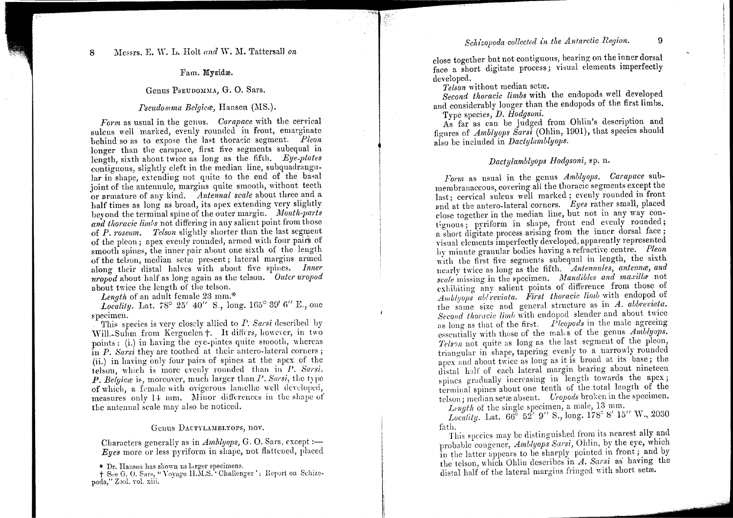## Fam. **Mysidæ.**

### Genus Pseudomma, G. O. Sars.

#### *Pseudomma Belgicæ*, Hansen (MS.).

*Form* as usual in the genus. *Carapace* with the cervical sulcus well marked, evenly rounded in front, emarginate behind so as to expose the last thoracic segment. *Pleon* longer than the carapace, first five segments subequal in length, sixth about twice as long as the fifth. *Eye-plates* contiguous, slightly cleft in the median line, subquadrangular in shape, extending not quite to the end of the basal joint of the antennule, margins quite smooth, without teeth or armature of any kind. *Antennal scale* about three and a half times as long as broad, its apex extending very slightly beyond the terminal spine of the outer margin. *Mouth-parts and thoracic limbs* not differing in any salient point from those of *P. roseum*. *Telson* slightly shorter than the last segment of the pleon; apex evenly rounded, armed with four pairs of smooth spines, the inner pair about one sixth of the length of the telson, median setæ present; lateral margins armed along their distal halves with about five spines. *Inner uropod* about half as long again as the telson. *Outer uropod* about twice the length of the telson.

*Length* of an adult female 23 mm.*

*Locality*. Lat. 78° 25′ 40″ S., long. 165° 39′ 6″ E., one specimen.

This species is very closely allied to *P. Sarsi* described by Will.-Suhm from Kerguelen †. It differs, however, in two points: (i.) in having the eye-plates quite smooth, whereas in *P. Sarsi* they are toothed at their antero-lateral corners; (ii.) in having only four pairs of spines at the apex of the telson, which is more evenly rounded than in *P. Sarsi*. *P. Belgicæ* is, moreover, much larger than *P. Sarsi*, the type of which, a female with ovigerous lamellæ well developed, measures only 14 mm. Minor differences in the shape of the antennal scale may also be noticed.

### Genus Dactylamblyops, nov.

Characters generally as in *Amblyops*, G. O. Sars, except:—
*Eyes* more or less pyriform in shape, not flattened, placed close together but not contiguous, bearing on the inner dorsal face a short digitate process; visual elements imperfectly developed.

*Telson* without median setæ.

*Second thoracic limbs* with the endopods well developed and considerably longer than the endopods of the first limbs.

Type species, *D. Hodgsoni*.

As far as can be judged from Ohlin's description and figures of *Amblyops Sarsi* (Ohlin, 1901), that species should also be included in *Dactylamblyops*.

#### *Dactylamblyops Hodgsoni*, sp. n.

*Form* as usual in the genus *Amblyops*. *Carapace* submembranaceous, covering all the thoracic segments except the last; cervical sulcus well marked; evenly rounded in front and at the antero-lateral corners. *Eyes* rather small, placed close together in the median line, but not in any way contiguous; pyriform in shape, front end evenly rounded; a short digitate process arising from the inner dorsal face; visual elements imperfectly developed, apparently represented by minute granular bodies having a refractive centre. *Pleon* with the first five segments subequal in length, the sixth nearly twice as long as the fifth. *Antennules, antennæ, and scale* missing in the specimen. *Mandibles and maxillæ* not exhibiting any salient points of difference from those of *Amblyops abbreviata*. *First thoracic limb* with endopod of the same size and general structure as in *A. abbreviata*. *Second thoracic limb* with endopod slender and about twice as long as that of the first. *Pleopods* in the male agreeing essentially with those of the males of the genus *Amblyops*. *Telson* not quite as long as the last segment of the pleon, triangular in shape, tapering evenly to a narrowly rounded apex and about twice as long as it is broad at its base; the distal half of each lateral margin bearing about nineteen spines gradually increasing in length towards the apex; terminal spines about one tenth of the total length of the telson; median setæ absent. *Uropods* broken in the specimen.

*Length* of the single specimen, a male, 13 mm.

*Locality*. Lat. 66° 52′ 9″ S., long. 178° 8′ 15″ W., 2030 fath.

This species may be distinguished from its nearest ally and probable congener, *Amblyops Sarsi*, Ohlin, by the eye, which in the latter appears to be sharply pointed in front; and by the telson, which Ohlin describes in *A. Sarsi* as having the distal half of the lateral margins fringed with short setæ.

---

\* Dr. Hansen has shown us larger specimens.

† See G. O. Sars, "Voyage H.M.S. 'Challenger': Report on Schizopoda," Zool. vol. xiii.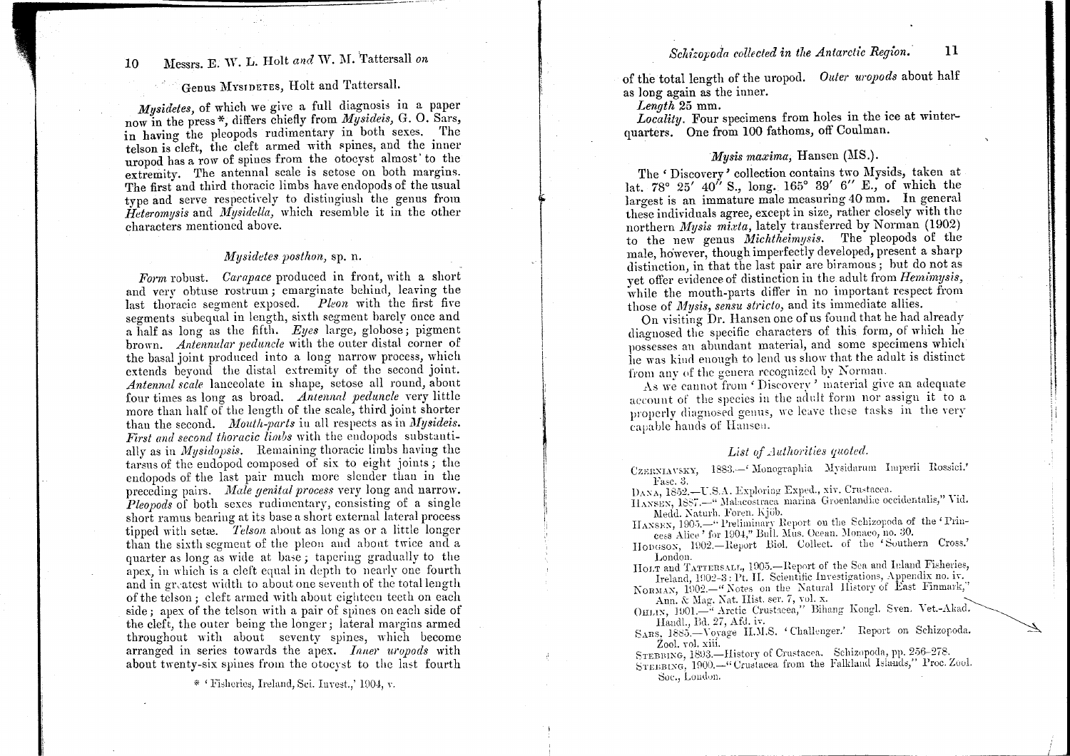## Genus Mysidetes, Holt and Tattersall.

*Mysidetes*, of which we give a full diagnosis in a paper now in the press *, differs chiefly from *Mysideis*, G. O. Sars, in having the pleopods rudimentary in both sexes. The telson is cleft, the cleft armed with spines, and the inner uropod has a row of spines from the otocyst almost to the extremity. The antennal scale is setose on both margins. The first and third thoracic limbs have endopods of the usual type and serve respectively to distinguish the genus from *Heteromysis* and *Mysidella*, which resemble it in the other characters mentioned above.

### *Mysidetes posthon*, sp. n.

*Form* robust. *Carapace* produced in front, with a short and very obtuse rostrum; emarginate behind, leaving the last thoracic segment exposed. *Pleon* with the first five segments subequal in length, sixth segment barely once and a half as long as the fifth. *Eyes* large, globose; pigment brown. *Antennular peduncle* with the outer distal corner of the basal joint produced into a long narrow process, which extends beyond the distal extremity of the second joint. *Antennal scale* lanceolate in shape, setose all round, about four times as long as broad. *Antennal peduncle* very little more than half of the length of the scale, third joint shorter than the second. *Mouth-parts* in all respects as in *Mysideis*. *First and second thoracic limbs* with the endopods substantially as in *Mysidopsis*. Remaining thoracic limbs having the tarsus of the endopod composed of six to eight joints; the endopods of the last pair much more slender than in the preceding pairs. *Male genital process* very long and narrow. *Pleopods* of both sexes rudimentary, consisting of a single short ramus bearing at its base a short external lateral process tipped with setæ. *Telson* about as long as or a little longer than the sixth segment of the pleon and about twice and a quarter as long as wide at base; tapering gradually to the apex, in which is a cleft equal in depth to nearly one fourth and in greatest width to about one seventh of the total length of the telson; cleft armed with about eighteen teeth on each side; apex of the telson with a pair of spines on each side of the cleft, the outer being the longer; lateral margins armed throughout with about seventy spines, which become arranged in series towards the apex. *Inner uropods* with about twenty-six spines from the otocyst to the last fourth of the total length of the uropod. *Outer uropods* about half as long again as the inner.

*Length* 25 mm.

*Locality*. Four specimens from holes in the ice at winter-quarters. One from 100 fathoms, off Coulman.

* 'Fisheries, Ireland, Sci. Invest.,' 1904, v.

### *Mysis maxima*, Hansen (MS.).

The 'Discovery' collection contains two Mysids, taken at lat. 78° 25′ 40″ S., long. 165° 39′ 6″ E., of which the largest is an immature male measuring 40 mm. In general these individuals agree, except in size, rather closely with the northern *Mysis mixta*, lately transferred by Norman (1902) to the new genus *Michtheimysis*. The pleopods of the male, however, though imperfectly developed, present a sharp distinction, in that the last pair are biramous; but do not as yet offer evidence of distinction in the adult from *Hemimysis*, while the mouth-parts differ in no important respect from those of *Mysis*, *sensu stricto*, and its immediate allies.

On visiting Dr. Hansen one of us found that he had already diagnosed the specific characters of this form, of which he possesses an abundant material, and some specimens which he was kind enough to lend us show that the adult is distinct from any of the genera recognized by Norman.

As we cannot from 'Discovery' material give an adequate account of the species in the adult form nor assign it to a properly diagnosed genus, we leave these tasks in the very capable hands of Hansen.

### List of Authorities quoted.

CZERNIAVSKY, 1883.—'Monographia Mysidarum Imperii Rossici.' Fasc. 3.

DANA, 1852.—U.S.A. Exploring Exped., xiv. Crustacea.

HANSEN, 1887.—"Malacostraca marina Groenlandiæ occidentalis," Vid. Medd. Naturh. Foren. Kjöb.

HANSEN, 1905.—"Preliminary Report on the Schizopoda of the 'Princess Alice' for 1904," Bull. Mus. Ocean. Monaco, no. 30.

HODGSON, 1902.—Report Biol. Collect. of the 'Southern Cross.' London.

HOLT and TATTERSALL, 1905.—Report of the Sea and Inland Fisheries, Ireland, 1902-3: Pt. II. Scientific Investigations, Appendix no. iv.

NORMAN, 1902.—"Notes on the Natural History of East Finmark," Ann. & Mag. Nat. Hist. ser. 7, vol. x.

OHLIN, 1901.—"Arctic Crustacea," Bihang Kongl. Sven. Vet.-Akad. Handl., Bd. 27, Afd. iv.

SARS, 1885.—Voyage H.M.S. 'Challenger.' Report on Schizopoda. Zool. vol. xiii.

STEBBING, 1893.—History of Crustacea. Schizopoda, pp. 256–278.

STEBBING, 1900.—"Crustacea from the Falkland Islands," Proc. Zool. Soc., London.